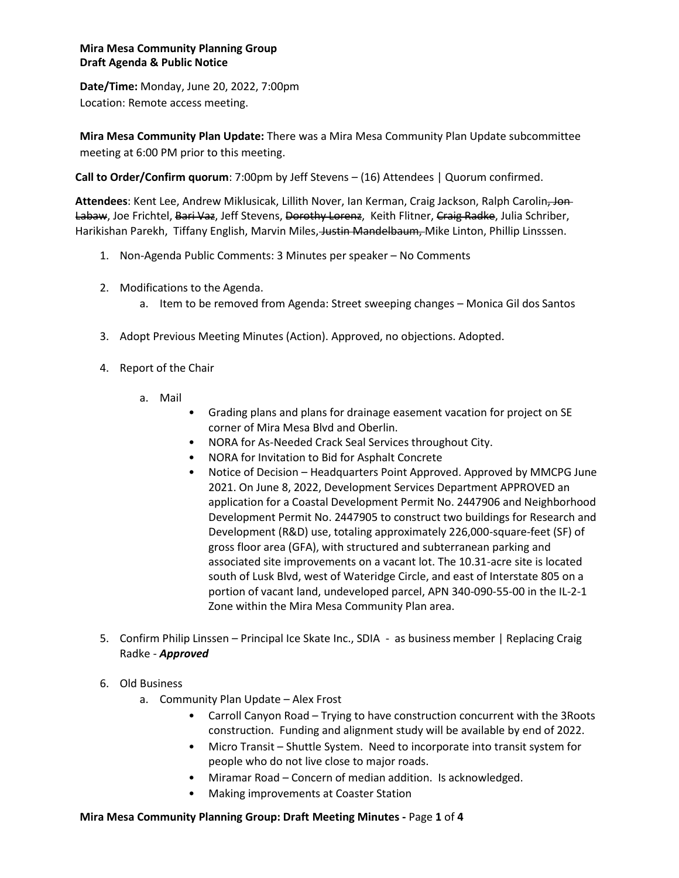**Mira Mesa Community Planning Group**
**Draft Agenda & Public Notice**

**Date/Time:** Monday, June 20, 2022, 7:00pm
Location: Remote access meeting.

**Mira Mesa Community Plan Update:** There was a Mira Mesa Community Plan Update subcommittee meeting at 6:00 PM prior to this meeting.

**Call to Order/Confirm quorum**: 7:00pm by Jeff Stevens – (16) Attendees | Quorum confirmed.

**Attendees**: Kent Lee, Andrew Miklusicak, Lillith Nover, Ian Kerman, Craig Jackson, Ralph Carolin~~, Jon Labaw~~, Joe Frichtel, ~~Bari Vaz~~, Jeff Stevens, ~~Dorothy Lorenz~~, Keith Flitner, ~~Craig Radke~~, Julia Schriber, Harikishan Parekh, Tiffany English, Marvin Miles, ~~Justin Mandelbaum,~~ Mike Linton, Phillip Linsssen.

1. Non-Agenda Public Comments: 3 Minutes per speaker – No Comments

2. Modifications to the Agenda.
    a. Item to be removed from Agenda: Street sweeping changes – Monica Gil dos Santos

3. Adopt Previous Meeting Minutes (Action). Approved, no objections. Adopted.

4. Report of the Chair

    a. Mail
        - Grading plans and plans for drainage easement vacation for project on SE corner of Mira Mesa Blvd and Oberlin.
        - NORA for As-Needed Crack Seal Services throughout City.
        - NORA for Invitation to Bid for Asphalt Concrete
        - Notice of Decision – Headquarters Point Approved. Approved by MMCPG June 2021. On June 8, 2022, Development Services Department APPROVED an application for a Coastal Development Permit No. 2447906 and Neighborhood Development Permit No. 2447905 to construct two buildings for Research and Development (R&D) use, totaling approximately 226,000-square-feet (SF) of gross floor area (GFA), with structured and subterranean parking and associated site improvements on a vacant lot. The 10.31-acre site is located south of Lusk Blvd, west of Wateridge Circle, and east of Interstate 805 on a portion of vacant land, undeveloped parcel, APN 340-090-55-00 in the IL-2-1 Zone within the Mira Mesa Community Plan area.

5. Confirm Philip Linssen – Principal Ice Skate Inc., SDIA - as business member | Replacing Craig Radke - ***Approved***

6. Old Business
    a. Community Plan Update – Alex Frost
        - Carroll Canyon Road – Trying to have construction concurrent with the 3Roots construction. Funding and alignment study will be available by end of 2022.
        - Micro Transit – Shuttle System. Need to incorporate into transit system for people who do not live close to major roads.
        - Miramar Road – Concern of median addition. Is acknowledged.
        - Making improvements at Coaster Station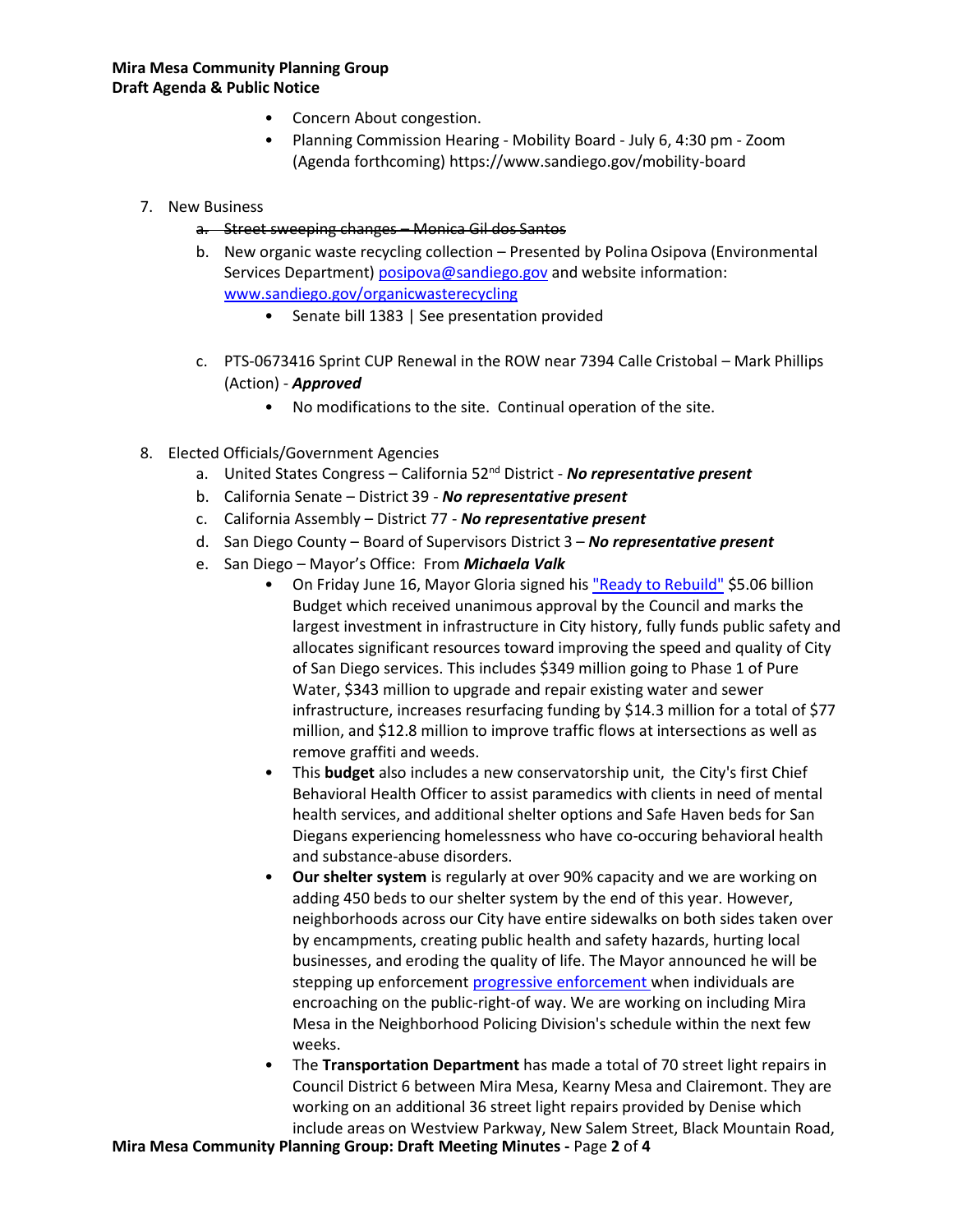- Concern About congestion.
- Planning Commission Hearing - Mobility Board - July 6, 4:30 pm - Zoom (Agenda forthcoming) https://www.sandiego.gov/mobility-board

7. New Business
   a. ~~Street sweeping changes – Monica Gil dos Santos~~
   b. New organic waste recycling collection – Presented by Polina Osipova (Environmental Services Department) [posipova@sandiego.gov](mailto:posipova@sandiego.gov) and website information: [www.sandiego.gov/organicwasterecycling](http://www.sandiego.gov/organicwasterecycling)
      - Senate bill 1383 | See presentation provided
   c. PTS-0673416 Sprint CUP Renewal in the ROW near 7394 Calle Cristobal – Mark Phillips (Action) - ***Approved***
      - No modifications to the site. Continual operation of the site.

8. Elected Officials/Government Agencies
   a. United States Congress – California 52nd District - ***No representative present***
   b. California Senate – District 39 - ***No representative present***
   c. California Assembly – District 77 - ***No representative present***
   d. San Diego County – Board of Supervisors District 3 – ***No representative present***
   e. San Diego – Mayor's Office: From ***Michaela Valk***
      - On Friday June 16, Mayor Gloria signed his "Ready to Rebuild" $5.06 billion Budget which received unanimous approval by the Council and marks the largest investment in infrastructure in City history, fully funds public safety and allocates significant resources toward improving the speed and quality of City of San Diego services. This includes $349 million going to Phase 1 of Pure Water, $343 million to upgrade and repair existing water and sewer infrastructure, increases resurfacing funding by $14.3 million for a total of $77 million, and $12.8 million to improve traffic flows at intersections as well as remove graffiti and weeds.
      - This **budget** also includes a new conservatorship unit, the City's first Chief Behavioral Health Officer to assist paramedics with clients in need of mental health services, and additional shelter options and Safe Haven beds for San Diegans experiencing homelessness who have co-occuring behavioral health and substance-abuse disorders.
      - **Our shelter system** is regularly at over 90% capacity and we are working on adding 450 beds to our shelter system by the end of this year. However, neighborhoods across our City have entire sidewalks on both sides taken over by encampments, creating public health and safety hazards, hurting local businesses, and eroding the quality of life. The Mayor announced he will be stepping up enforcement progressive enforcement when individuals are encroaching on the public-right-of way. We are working on including Mira Mesa in the Neighborhood Policing Division's schedule within the next few weeks.
      - The **Transportation Department** has made a total of 70 street light repairs in Council District 6 between Mira Mesa, Kearny Mesa and Clairemont. They are working on an additional 36 street light repairs provided by Denise which include areas on Westview Parkway, New Salem Street, Black Mountain Road,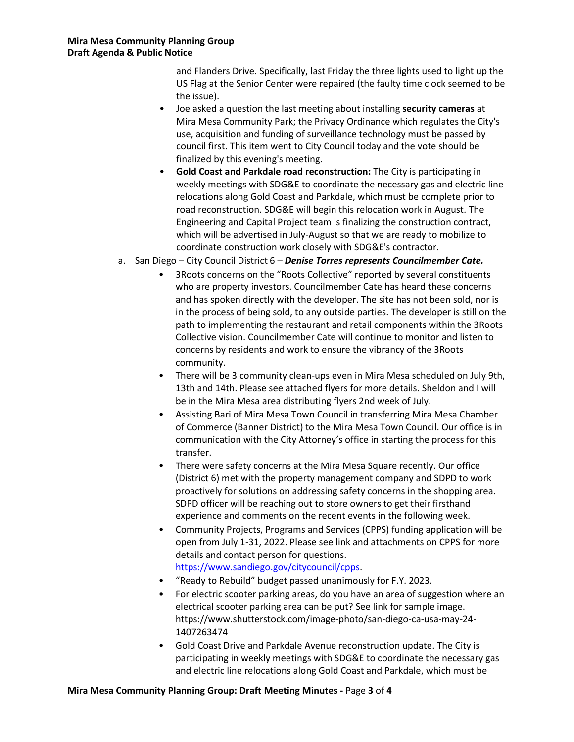and Flanders Drive. Specifically, last Friday the three lights used to light up the US Flag at the Senior Center were repaired (the faulty time clock seemed to be the issue).

- Joe asked a question the last meeting about installing **security cameras** at Mira Mesa Community Park; the Privacy Ordinance which regulates the City's use, acquisition and funding of surveillance technology must be passed by council first. This item went to City Council today and the vote should be finalized by this evening's meeting.
- **Gold Coast and Parkdale road reconstruction:** The City is participating in weekly meetings with SDG&E to coordinate the necessary gas and electric line relocations along Gold Coast and Parkdale, which must be complete prior to road reconstruction. SDG&E will begin this relocation work in August. The Engineering and Capital Project team is finalizing the construction contract, which will be advertised in July-August so that we are ready to mobilize to coordinate construction work closely with SDG&E's contractor.

a. San Diego – City Council District 6 – ***Denise Torres represents Councilmember Cate.***

- 3Roots concerns on the "Roots Collective" reported by several constituents who are property investors. Councilmember Cate has heard these concerns and has spoken directly with the developer. The site has not been sold, nor is in the process of being sold, to any outside parties. The developer is still on the path to implementing the restaurant and retail components within the 3Roots Collective vision. Councilmember Cate will continue to monitor and listen to concerns by residents and work to ensure the vibrancy of the 3Roots community.
- There will be 3 community clean-ups even in Mira Mesa scheduled on July 9th, 13th and 14th. Please see attached flyers for more details. Sheldon and I will be in the Mira Mesa area distributing flyers 2nd week of July.
- Assisting Bari of Mira Mesa Town Council in transferring Mira Mesa Chamber of Commerce (Banner District) to the Mira Mesa Town Council. Our office is in communication with the City Attorney's office in starting the process for this transfer.
- There were safety concerns at the Mira Mesa Square recently. Our office (District 6) met with the property management company and SDPD to work proactively for solutions on addressing safety concerns in the shopping area. SDPD officer will be reaching out to store owners to get their firsthand experience and comments on the recent events in the following week.
- Community Projects, Programs and Services (CPPS) funding application will be open from July 1-31, 2022. Please see link and attachments on CPPS for more details and contact person for questions. https://www.sandiego.gov/citycouncil/cpps.
- "Ready to Rebuild" budget passed unanimously for F.Y. 2023.
- For electric scooter parking areas, do you have an area of suggestion where an electrical scooter parking area can be put? See link for sample image. https://www.shutterstock.com/image-photo/san-diego-ca-usa-may-24-1407263474
- Gold Coast Drive and Parkdale Avenue reconstruction update. The City is participating in weekly meetings with SDG&E to coordinate the necessary gas and electric line relocations along Gold Coast and Parkdale, which must be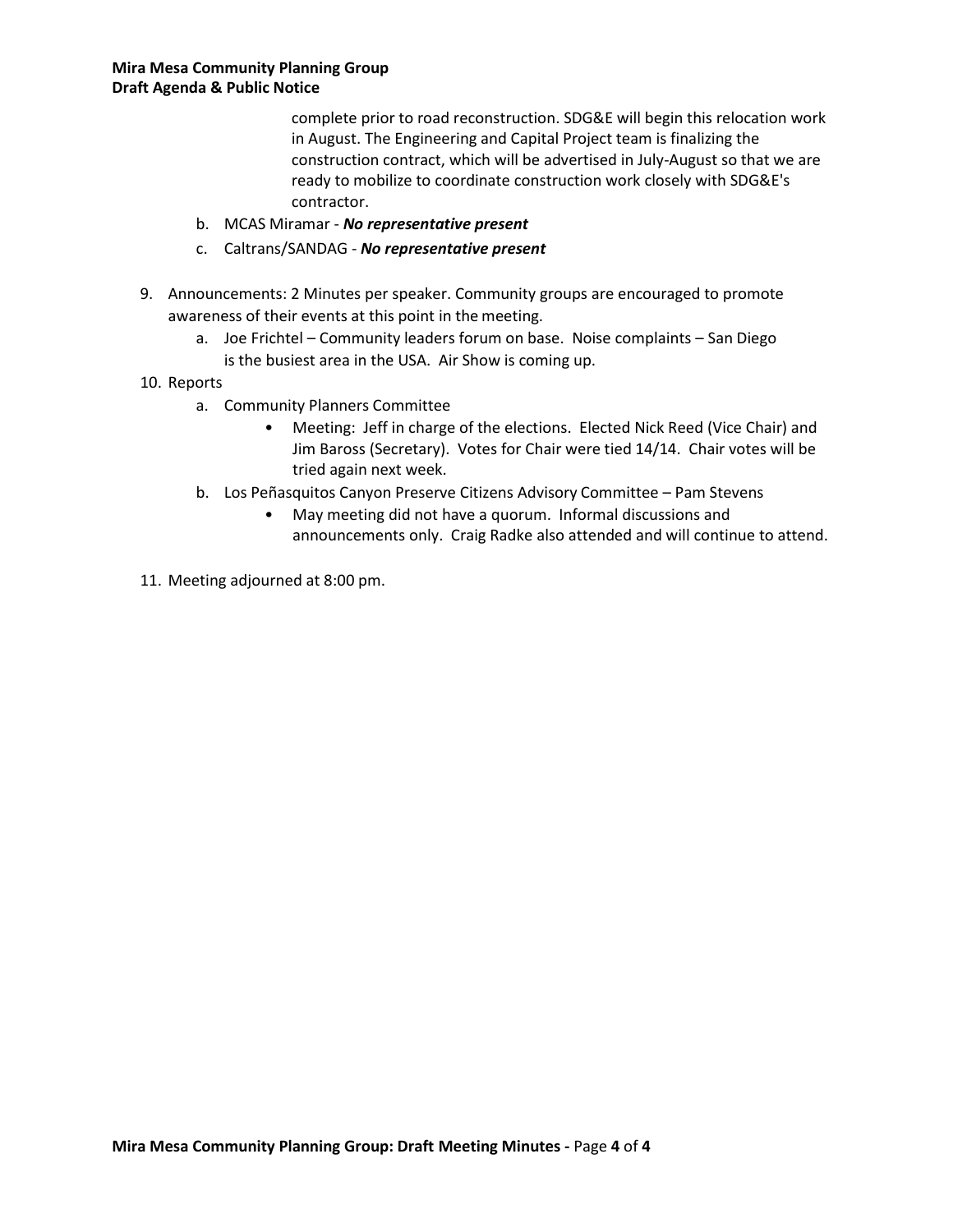complete prior to road reconstruction. SDG&E will begin this relocation work in August. The Engineering and Capital Project team is finalizing the construction contract, which will be advertised in July-August so that we are ready to mobilize to coordinate construction work closely with SDG&E's contractor.

b. MCAS Miramar - ***No representative present***

c. Caltrans/SANDAG - ***No representative present***

9. Announcements: 2 Minutes per speaker. Community groups are encouraged to promote awareness of their events at this point in the meeting.
   a. Joe Frichtel – Community leaders forum on base. Noise complaints – San Diego is the busiest area in the USA. Air Show is coming up.
10. Reports
    a. Community Planners Committee
       - Meeting: Jeff in charge of the elections. Elected Nick Reed (Vice Chair) and Jim Baross (Secretary). Votes for Chair were tied 14/14. Chair votes will be tried again next week.
    b. Los Peñasquitos Canyon Preserve Citizens Advisory Committee – Pam Stevens
       - May meeting did not have a quorum. Informal discussions and announcements only. Craig Radke also attended and will continue to attend.
11. Meeting adjourned at 8:00 pm.